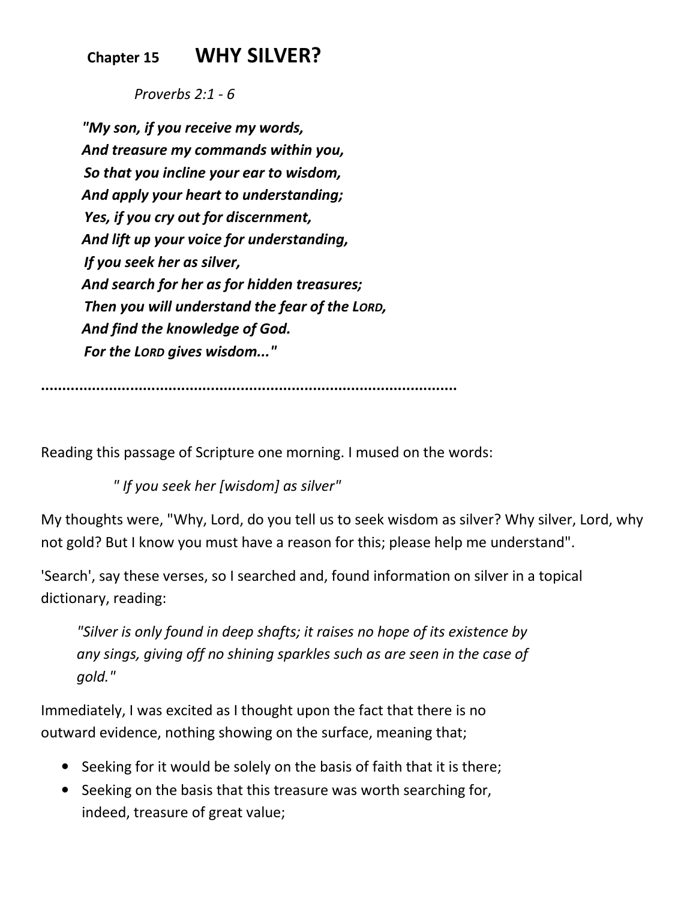# Chapter 15 WHY SILVER?

*Proverbs 2:1 - 6*

***"My son, if you receive my words,***
***And treasure my commands within you,***
***So that you incline your ear to wisdom,***
***And apply your heart to understanding;***
***Yes, if you cry out for discernment,***
***And lift up your voice for understanding,***
***If you seek her as silver,***
***And search for her as for hidden treasures;***
***Then you will understand the fear of the LORD,***
***And find the knowledge of God.***
***For the LORD gives wisdom..."***

..................................................................................................

Reading this passage of Scripture one morning. I mused on the words:

*" If you seek her [wisdom] as silver"*

My thoughts were, "Why, Lord, do you tell us to seek wisdom as silver? Why silver, Lord, why not gold? But I know you must have a reason for this; please help me understand".

'Search', say these verses, so I searched and, found information on silver in a topical dictionary, reading:

> *"Silver is only found in deep shafts; it raises no hope of its existence by any sings, giving off no shining sparkles such as are seen in the case of gold."*

Immediately, I was excited as I thought upon the fact that there is no outward evidence, nothing showing on the surface, meaning that;

- Seeking for it would be solely on the basis of faith that it is there;
- Seeking on the basis that this treasure was worth searching for, indeed, treasure of great value;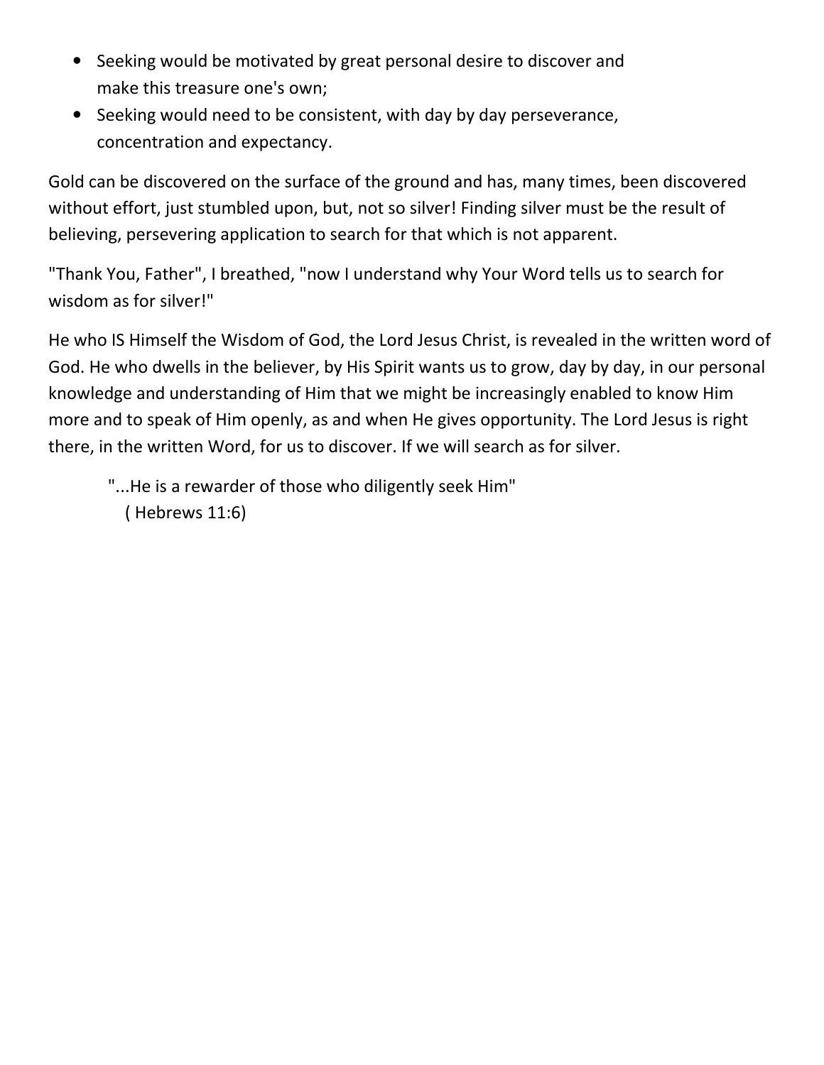- Seeking would be motivated by great personal desire to discover and make this treasure one's own;
- Seeking would need to be consistent, with day by day perseverance, concentration and expectancy.

Gold can be discovered on the surface of the ground and has, many times, been discovered without effort, just stumbled upon, but, not so silver! Finding silver must be the result of believing, persevering application to search for that which is not apparent.

"Thank You, Father", I breathed, "now I understand why Your Word tells us to search for wisdom as for silver!"

He who IS Himself the Wisdom of God, the Lord Jesus Christ, is revealed in the written word of God. He who dwells in the believer, by His Spirit wants us to grow, day by day, in our personal knowledge and understanding of Him that we might be increasingly enabled to know Him more and to speak of Him openly, as and when He gives opportunity. The Lord Jesus is right there, in the written Word, for us to discover. If we will search as for silver.

> "...He is a rewarder of those who diligently seek Him"
> ( Hebrews 11:6)